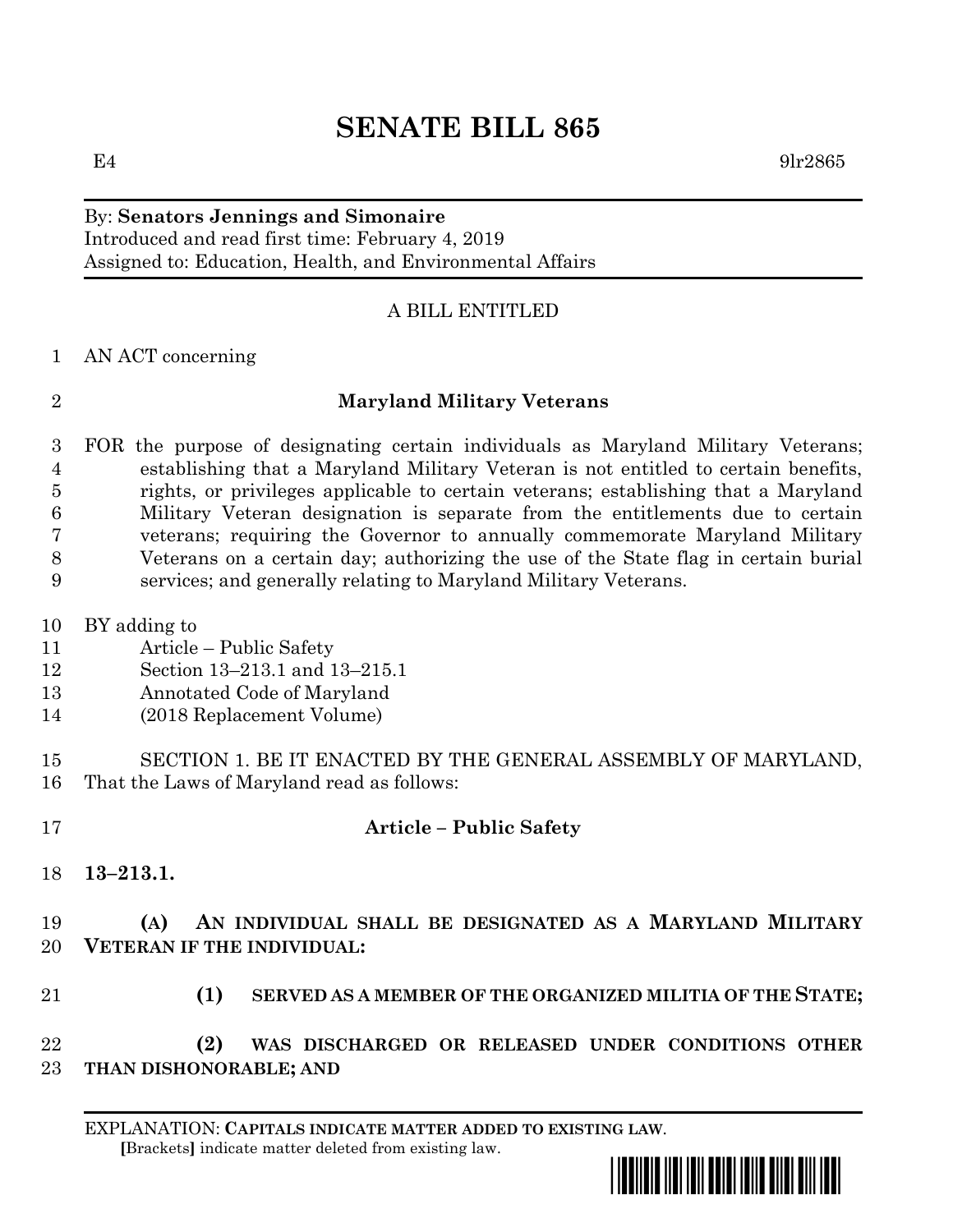# SENATE BILL 865

E4 9lr2865

By: **Senators Jennings and Simonaire**
Introduced and read first time: February 4, 2019
Assigned to: Education, Health, and Environmental Affairs

A BILL ENTITLED

AN ACT concerning

**Maryland Military Veterans**

FOR the purpose of designating certain individuals as Maryland Military Veterans; establishing that a Maryland Military Veteran is not entitled to certain benefits, rights, or privileges applicable to certain veterans; establishing that a Maryland Military Veteran designation is separate from the entitlements due to certain veterans; requiring the Governor to annually commemorate Maryland Military Veterans on a certain day; authorizing the use of the State flag in certain burial services; and generally relating to Maryland Military Veterans.

BY adding to
Article – Public Safety
Section 13–213.1 and 13–215.1
Annotated Code of Maryland
(2018 Replacement Volume)

SECTION 1. BE IT ENACTED BY THE GENERAL ASSEMBLY OF MARYLAND, That the Laws of Maryland read as follows:

**Article – Public Safety**

**13–213.1.**

**(A) AN INDIVIDUAL SHALL BE DESIGNATED AS A MARYLAND MILITARY VETERAN IF THE INDIVIDUAL:**

**(1) SERVED AS A MEMBER OF THE ORGANIZED MILITIA OF THE STATE;**

**(2) WAS DISCHARGED OR RELEASED UNDER CONDITIONS OTHER THAN DISHONORABLE; AND**

EXPLANATION: **CAPITALS INDICATE MATTER ADDED TO EXISTING LAW.**
[Brackets] indicate matter deleted from existing law.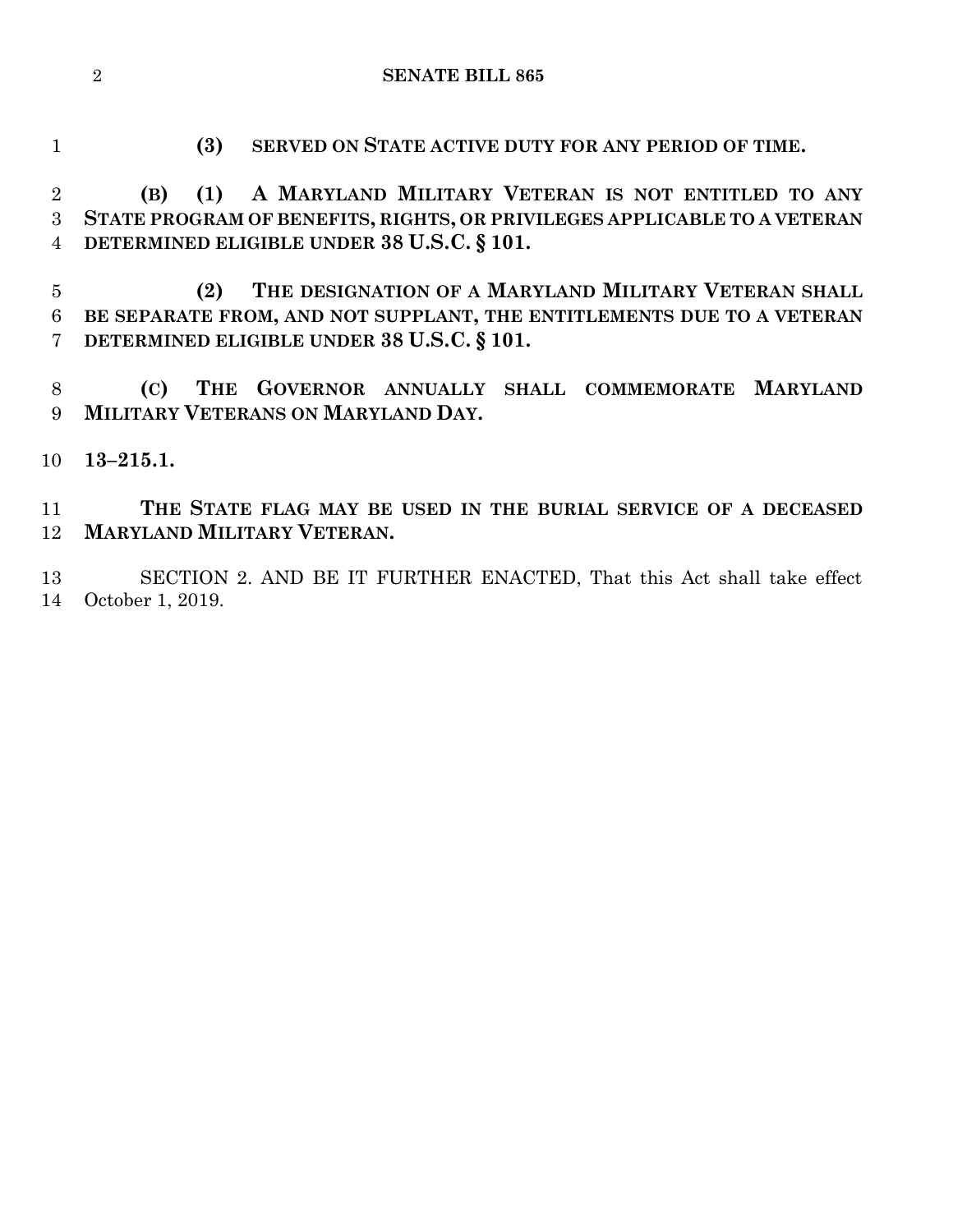**(3) SERVED ON STATE ACTIVE DUTY FOR ANY PERIOD OF TIME.**

**(B) (1) A MARYLAND MILITARY VETERAN IS NOT ENTITLED TO ANY STATE PROGRAM OF BENEFITS, RIGHTS, OR PRIVILEGES APPLICABLE TO A VETERAN DETERMINED ELIGIBLE UNDER 38 U.S.C. § 101.**

**(2) THE DESIGNATION OF A MARYLAND MILITARY VETERAN SHALL BE SEPARATE FROM, AND NOT SUPPLANT, THE ENTITLEMENTS DUE TO A VETERAN DETERMINED ELIGIBLE UNDER 38 U.S.C. § 101.**

**(C) THE GOVERNOR ANNUALLY SHALL COMMEMORATE MARYLAND MILITARY VETERANS ON MARYLAND DAY.**

**13–215.1.**

**THE STATE FLAG MAY BE USED IN THE BURIAL SERVICE OF A DECEASED MARYLAND MILITARY VETERAN.**

SECTION 2. AND BE IT FURTHER ENACTED, That this Act shall take effect October 1, 2019.